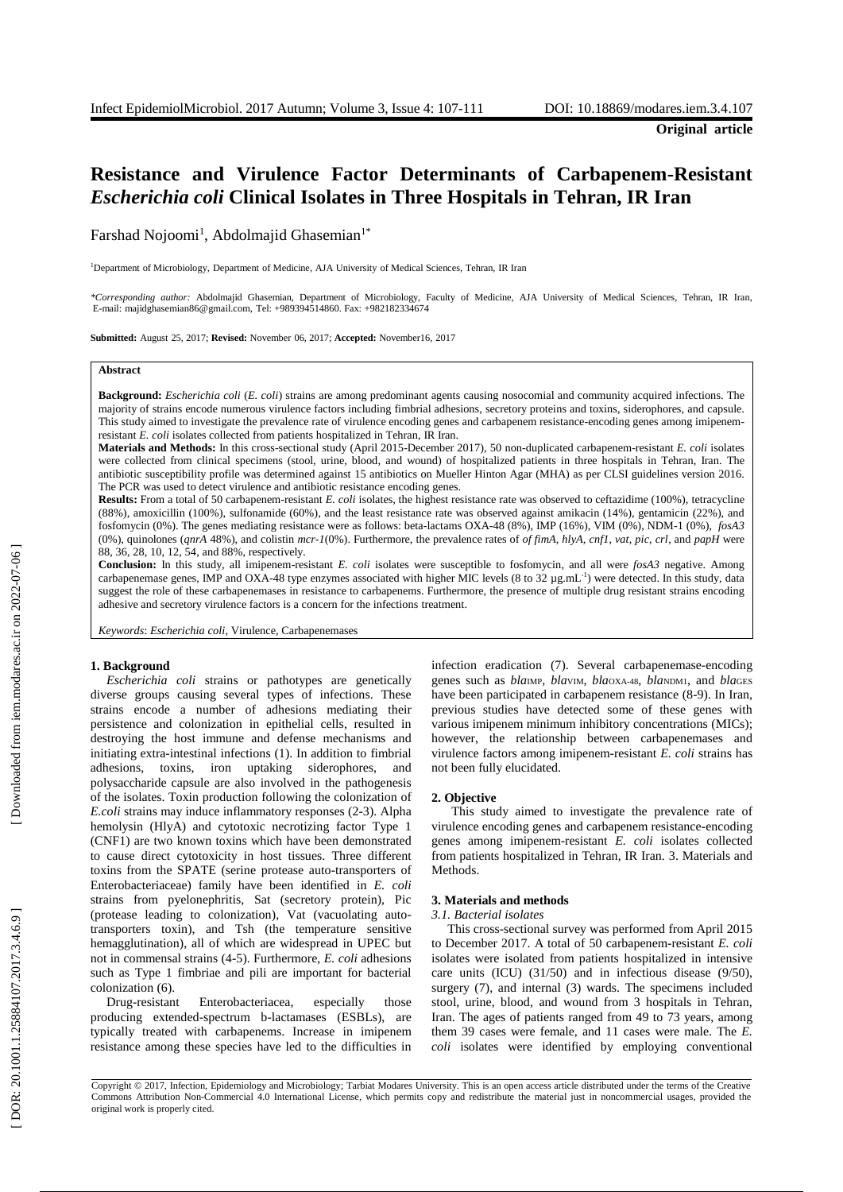**Original article**

# Resistance and Virulence Factor Determinants of Carbapenem-Resistant *Escherichia coli* Clinical Isolates in Three Hospitals in Tehran, IR Iran

Farshad Nojoomi[1], Abdolmajid Ghasemian[1*]

[1]Department of Microbiology, Department of Medicine, AJA University of Medical Sciences, Tehran, IR Iran

*\*Corresponding author:* Abdolmajid Ghasemian, Department of Microbiology, Faculty of Medicine, AJA University of Medical Sciences, Tehran, IR Iran, E-mail: majidghasemian86@gmail.com, Tel: +989394514860. Fax: +982182334674

**Submitted:** August 25, 2017; **Revised:** November 06, 2017; **Accepted:** November16, 2017

**Abstract**

**Background:** *Escherichia coli* (*E. coli*) strains are among predominant agents causing nosocomial and community acquired infections. The majority of strains encode numerous virulence factors including fimbrial adhesions, secretory proteins and toxins, siderophores, and capsule. This study aimed to investigate the prevalence rate of virulence encoding genes and carbapenem resistance-encoding genes among imipenem-resistant *E. coli* isolates collected from patients hospitalized in Tehran, IR Iran.

**Materials and Methods:** In this cross-sectional study (April 2015-December 2017), 50 non-duplicated carbapenem-resistant *E. coli* isolates were collected from clinical specimens (stool, urine, blood, and wound) of hospitalized patients in three hospitals in Tehran, Iran. The antibiotic susceptibility profile was determined against 15 antibiotics on Mueller Hinton Agar (MHA) as per CLSI guidelines version 2016. The PCR was used to detect virulence and antibiotic resistance encoding genes.

**Results:** From a total of 50 carbapenem-resistant *E. coli* isolates, the highest resistance rate was observed to ceftazidime (100%), tetracycline (88%), amoxicillin (100%), sulfonamide (60%), and the least resistance rate was observed against amikacin (14%), gentamicin (22%), and fosfomycin (0%). The genes mediating resistance were as follows: beta-lactams OXA-48 (8%), IMP (16%), VIM (0%), NDM-1 (0%), *fosA3* (0%), quinolones (*qnrA* 48%), and colistin *mcr-1*(0%). Furthermore, the prevalence rates of *of fimA*, *hlyA*, *cnf1*, *vat*, *pic*, *crl*, and *papH* were 88, 36, 28, 10, 12, 54, and 88%, respectively.

**Conclusion:** In this study, all imipenem-resistant *E. coli* isolates were susceptible to fosfomycin, and all were *fosA3* negative. Among carbapenemase genes, IMP and OXA-48 type enzymes associated with higher MIC levels (8 to 32 µg.mL$^{-1}$) were detected. In this study, data suggest the role of these carbapenemases in resistance to carbapenems. Furthermore, the presence of multiple drug resistant strains encoding adhesive and secretory virulence factors is a concern for the infections treatment.

*Keywords*: *Escherichia coli*, Virulence, Carbapenemases

## 1. Background

*Escherichia coli* strains or pathotypes are genetically diverse groups causing several types of infections. These strains encode a number of adhesions mediating their persistence and colonization in epithelial cells, resulted in destroying the host immune and defense mechanisms and initiating extra-intestinal infections (1). In addition to fimbrial adhesions, toxins, iron uptaking siderophores, and polysaccharide capsule are also involved in the pathogenesis of the isolates. Toxin production following the colonization of *E.coli* strains may induce inflammatory responses (2-3). Alpha hemolysin (HlyA) and cytotoxic necrotizing factor Type 1 (CNF1) are two known toxins which have been demonstrated to cause direct cytotoxicity in host tissues. Three different toxins from the SPATE (serine protease auto-transporters of Enterobacteriaceae) family have been identified in *E. coli* strains from pyelonephritis, Sat (secretory protein), Pic (protease leading to colonization), Vat (vacuolating auto-transporters toxin), and Tsh (the temperature sensitive hemagglutination), all of which are widespread in UPEC but not in commensal strains (4-5). Furthermore, *E. coli* adhesions such as Type 1 fimbriae and pili are important for bacterial colonization (6).

Drug-resistant Enterobacteriacea, especially those producing extended-spectrum b-lactamases (ESBLs), are typically treated with carbapenems. Increase in imipenem resistance among these species have led to the difficulties in infection eradication (7). Several carbapenemase-encoding genes such as *bla*$_{IMP}$, *bla*$_{VIM}$, *bla*$_{OXA-48}$, *bla*$_{NDM1}$, and *bla*$_{GES}$ have been participated in carbapenem resistance (8-9). In Iran, previous studies have detected some of these genes with various imipenem minimum inhibitory concentrations (MICs); however, the relationship between carbapenemases and virulence factors among imipenem-resistant *E. coli* strains has not been fully elucidated.

## 2. Objective

This study aimed to investigate the prevalence rate of virulence encoding genes and carbapenem resistance-encoding genes among imipenem-resistant *E. coli* isolates collected from patients hospitalized in Tehran, IR Iran. 3. Materials and Methods.

## 3. Materials and methods

### 3.1. Bacterial isolates

This cross-sectional survey was performed from April 2015 to December 2017. A total of 50 carbapenem-resistant *E. coli* isolates were isolated from patients hospitalized in intensive care units (ICU) (31/50) and in infectious disease (9/50), surgery (7), and internal (3) wards. The specimens included stool, urine, blood, and wound from 3 hospitals in Tehran, Iran. The ages of patients ranged from 49 to 73 years, among them 39 cases were female, and 11 cases were male. The *E. coli* isolates were identified by employing conventional

Copyright © 2017, Infection, Epidemiology and Microbiology; Tarbiat Modares University. This is an open access article distributed under the terms of the Creative Commons Attribution Non-Commercial 4.0 International License, which permits copy and redistribute the material just in noncommercial usages, provided the original work is properly cited.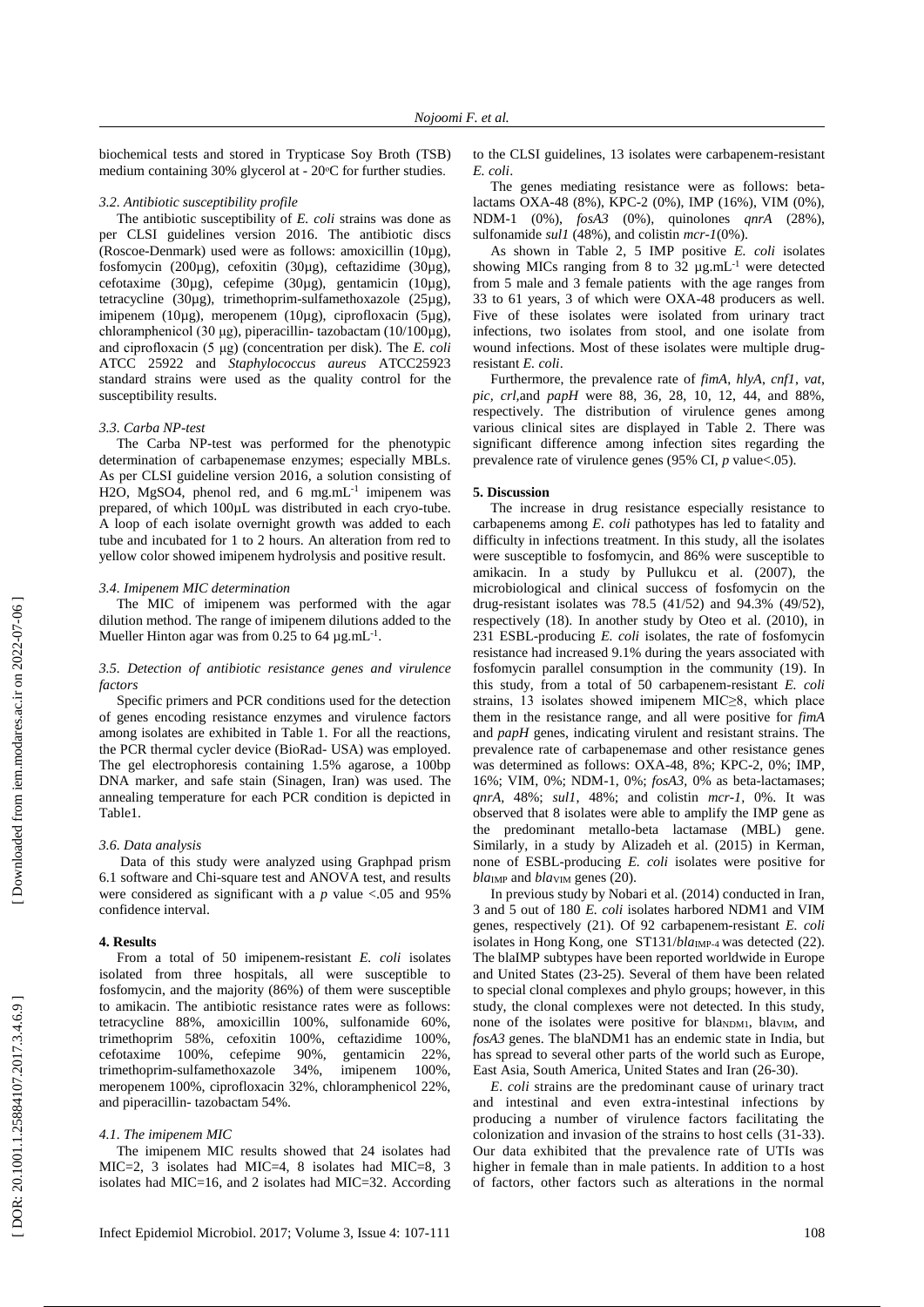biochemical tests and stored in Trypticase Soy Broth (TSB) medium containing 30% glycerol at - 20°C for further studies.

### 3.2. Antibiotic susceptibility profile

The antibiotic susceptibility of *E. coli* strains was done as per CLSI guidelines version 2016. The antibiotic discs (Roscoe-Denmark) used were as follows: amoxicillin (10µg), fosfomycin (200µg), cefoxitin (30µg), ceftazidime (30µg), cefotaxime (30µg), cefepime (30µg), gentamicin (10µg), tetracycline (30µg), trimethoprim-sulfamethoxazole (25µg), imipenem (10µg), meropenem (10µg), ciprofloxacin (5µg), chloramphenicol (30 µg), piperacillin- tazobactam (10/100µg), and ciprofloxacin (5 µg) (concentration per disk). The *E. coli* ATCC 25922 and *Staphylococcus aureus* ATCC25923 standard strains were used as the quality control for the susceptibility results.

### 3.3. Carba NP-test

The Carba NP-test was performed for the phenotypic determination of carbapenemase enzymes; especially MBLs. As per CLSI guideline version 2016, a solution consisting of $H_2O$, $MgSO_4$, phenol red, and 6 $mg.mL^{-1}$ imipenem was prepared, of which 100µL was distributed in each cryo-tube. A loop of each isolate overnight growth was added to each tube and incubated for 1 to 2 hours. An alteration from red to yellow color showed imipenem hydrolysis and positive result.

### 3.4. Imipenem MIC determination

The MIC of imipenem was performed with the agar dilution method. The range of imipenem dilutions added to the Mueller Hinton agar was from 0.25 to 64 $\mu g.mL^{-1}$.

### 3.5. Detection of antibiotic resistance genes and virulence factors

Specific primers and PCR conditions used for the detection of genes encoding resistance enzymes and virulence factors among isolates are exhibited in Table 1. For all the reactions, the PCR thermal cycler device (BioRad- USA) was employed. The gel electrophoresis containing 1.5% agarose, a 100bp DNA marker, and safe stain (Sinagen, Iran) was used. The annealing temperature for each PCR condition is depicted in Table1.

### 3.6. Data analysis

Data of this study were analyzed using Graphpad prism 6.1 software and Chi-square test and ANOVA test, and results were considered as significant with a $p$ value <.05 and 95% confidence interval.

## 4. Results

From a total of 50 imipenem-resistant *E. coli* isolates isolated from three hospitals, all were susceptible to fosfomycin, and the majority (86%) of them were susceptible to amikacin. The antibiotic resistance rates were as follows: tetracycline 88%, amoxicillin 100%, sulfonamide 60%, trimethoprim 58%, cefoxitin 100%, ceftazidime 100%, cefatoxime 100%, cefepime 90%, gentamicin 22%, trimethoprim-sulfamethoxazole 34%, imipenem 100%, meropenem 100%, ciprofloxacin 32%, chloramphenicol 22%, and piperacillin- tazobactam 54%.

### 4.1. The imipenem MIC

The imipenem MIC results showed that 24 isolates had MIC=2, 3 isolates had MIC=4, 8 isolates had MIC=8, 3 isolates had MIC=16, and 2 isolates had MIC=32. According to the CLSI guidelines, 13 isolates were carbapenem-resistant *E. coli*.

The genes mediating resistance were as follows: beta-lactams OXA-48 (8%), KPC-2 (0%), IMP (16%), VIM (0%), NDM-1 (0%), *fosA3* (0%), quinolones *qnrA* (28%), sulfonamide *sul1* (48%), and colistin *mcr-1*(0%).

As shown in Table 2, 5 IMP positive *E. coli* isolates showing MICs ranging from 8 to 32 $\mu g.mL^{-1}$ were detected from 5 male and 3 female patients with the age ranges from 33 to 61 years, 3 of which were OXA-48 producers as well. Five of these isolates were isolated from urinary tract infections, two isolates from stool, and one isolate from wound infections. Most of these isolates were multiple drug-resistant *E. coli*.

Furthermore, the prevalence rate of *fimA*, *hlyA*, *cnf1*, *vat*, *pic*, *crl*,and *papH* were 88, 36, 28, 10, 12, 44, and 88%, respectively. The distribution of virulence genes among various clinical sites are displayed in Table 2. There was significant difference among infection sites regarding the prevalence rate of virulence genes (95% CI, $p$ value<.05).

## 5. Discussion

The increase in drug resistance especially resistance to carbapenems among *E. coli* pathotypes has led to fatality and difficulty in infections treatment. In this study, all the isolates were susceptible to fosfomycin, and 86% were susceptible to amikacin. In a study by Pullukcu et al. (2007), the microbiological and clinical success of fosfomycin on the drug-resistant isolates was 78.5 (41/52) and 94.3% (49/52), respectively (18). In another study by Oteo et al. (2010), in 231 ESBL-producing *E. coli* isolates, the rate of fosfomycin resistance had increased 9.1% during the years associated with fosfomycin parallel consumption in the community (19). In this study, from a total of 50 carbapenem-resistant *E. coli* strains, 13 isolates showed imipenem MIC≥8, which place them in the resistance range, and all were positive for *fimA* and *papH* genes, indicating virulent and resistant strains. The prevalence rate of carbapenemase and other resistance genes was determined as follows: OXA-48, 8%; KPC-2, 0%; IMP, 16%; VIM, 0%; NDM-1, 0%; *fosA3*, 0% as beta-lactamases; *qnrA*, 48%; *sul1*, 48%; and colistin *mcr-1*, 0%. It was observed that 8 isolates were able to amplify the IMP gene as the predominant metallo-beta lactamase (MBL) gene. Similarly, in a study by Alizadeh et al. (2015) in Kerman, none of ESBL-producing *E. coli* isolates were positive for $bla_{IMP}$ and $bla_{VIM}$ genes (20).

In previous study by Nobari et al. (2014) conducted in Iran, 3 and 5 out of 180 *E. coli* isolates harbored NDM1 and VIM genes, respectively (21). Of 92 carbapenem-resistant *E. coli* isolates in Hong Kong, one ST131/$bla_{IMP-4}$ was detected (22). The blaIMP subtypes have been reported worldwide in Europe and United States (23-25). Several of them have been related to special clonal complexes and phylo groups; however, in this study, the clonal complexes were not detected. In this study, none of the isolates were positive for $bla_{NDM1}$, $bla_{VIM}$, and *fosA3* genes. The blaNDM1 has an endemic state in India, but has spread to several other parts of the world such as Europe, East Asia, South America, United States and Iran (26-30).

*E. coli* strains are the predominant cause of urinary tract and intestinal and even extra-intestinal infections by producing a number of virulence factors facilitating the colonization and invasion of the strains to host cells (31-33). Our data exhibited that the prevalence rate of UTIs was higher in female than in male patients. In addition to a host of factors, other factors such as alterations in the normal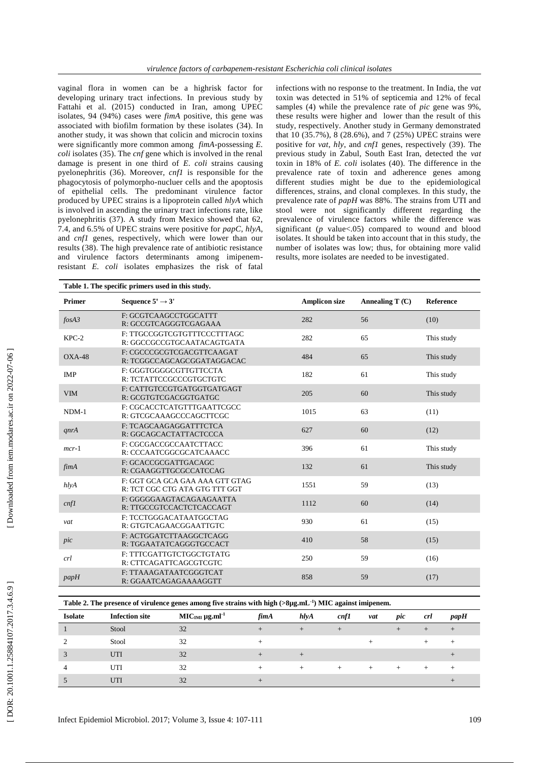vaginal flora in women can be a highrisk factor for developing urinary tract infections. In previous study by Fattahi et al. (2015) conducted in Iran, among UPEC isolates, 94 (94%) cases were *fimA* positive, this gene was associated with biofilm formation by these isolates (34). In another study, it was shown that colicin and microcin toxins were significantly more common among *fimA*-possessing *E. coli* isolates (35). The *cnf* gene which is involved in the renal damage is present in one third of *E. coli* strains causing pyelonephritis (36). Moreover, *cnf1* is responsible for the phagocytosis of polymorpho-nucluer cells and the apoptosis of epithelial cells. The predominant virulence factor produced by UPEC strains is a lipoprotein called *hlyA* which is involved in ascending the urinary tract infections rate, like pyelonephritis (37). A study from Mexico showed that 62, 7.4, and 6.5% of UPEC strains were positive for *papC*, *hlyA*, and *cnf1* genes, respectively, which were lower than our results (38). The high prevalence rate of antibiotic resistance and virulence factors determinants among imipenem-resistant *E. coli* isolates emphasizes the risk of fatal infections with no response to the treatment. In India, the *vat* toxin was detected in 51% of septicemia and 12% of fecal samples (4) while the prevalence rate of *pic* gene was 9%, these results were higher and lower than the result of this study, respectively. Another study in Germany demonstrated that 10 (35.7%), 8 (28.6%), and 7 (25%) UPEC strains were positive for *vat*, *hly*, and *cnf1* genes, respectively (39). The previous study in Zabul, South East Iran, detected the *vat* toxin in 18% of *E. coli* isolates (40). The difference in the prevalence rate of toxin and adherence genes among different studies might be due to the epidemiological differences, strains, and clonal complexes. In this study, the prevalence rate of *papH* was 88%. The strains from UTI and stool were not significantly different regarding the prevalence of virulence factors while the difference was significant ($p$ value<.05) compared to wound and blood isolates. It should be taken into account that in this study, the number of isolates was low; thus, for obtaining more valid results, more isolates are needed to be investigated.

**Table 1. The specific primers used in this study.**

| Primer | Sequence 5' → 3' | Amplicon size | Annealing T (C) | Reference |
|---|---|---|---|---|
| *fosA3* | F: GCGTCAAGCCTGGCATTT<br>R: GCCGTCAGGGTCGAGAAA | 282 | 56 | (10) |
| KPC-2 | F: TTGCCGGTCGTGTTTCCCTTTAGC<br>R: GGCCGCCGTGCAATACAGTGATA | 282 | 65 | This study |
| OXA-48 | F: CGCCCGCGTCGACGTTCAAGAT<br>R: TCGGCCAGCAGCGGATAGGACAC | 484 | 65 | This study |
| IMP | F: GGGTGGGGCGTTGTTCCTA<br>R: TCTATTCCGCCCGTGCTGTC | 182 | 61 | This study |
| VIM | F: CATTGTCCGTGATGGTGATGAGT<br>R: GCGTGTCGACGGTGATGC | 205 | 60 | This study |
| NDM-1 | F: CGCACCTCATGTTTGAATTCGCC<br>R: GTCGCAAAGCCCAGCTTCGC | 1015 | 63 | (11) |
| *qnrA* | F: TCAGCAAGAGGATTTCTCA<br>R: GGCAGCACTATTACTCCCA | 627 | 60 | (12) |
| *mcr*-1 | F: CGCGACCGCCAATCTTACC<br>R: CCCAATCGGCGCATCAAACC | 396 | 61 | This study |
| *fimA* | F: GCACCGCGATTGACAGC<br>R: CGAAGGTTGCGCCATCCAG | 132 | 61 | This study |
| *hlyA* | F: GGT GCA GCA GAA AAA GTT GTAG<br>R: TCT CGC CTG ATA GTG TTT GGT | 1551 | 59 | (13) |
| *cnf1* | F: GGGGGAAGTACAGAAGAATTA<br>R: TTGCCGTCCACTCTCACCAGT | 1112 | 60 | (14) |
| *vat* | F: TCCTGGGACATAATGGCTAG<br>R: GTGTCAGAACGGAATTGTC | 930 | 61 | (15) |
| *pic* | F: ACTGGATCTTAAGGCTCAGG<br>R: TGGAATATCAGGGTGCCACT | 410 | 58 | (15) |
| *crl* | F: TTTCGATTGTCTGGCTGTATG<br>R: CTTCAGATTCAGCGTCGTC | 250 | 59 | (16) |
| *papH* | F: TTAAAGATAATCGGGTCAT<br>R: GGAATCAGAGAAAAGGTT | 858 | 59 | (17) |

**Table 2. The presence of virulence genes among five strains with high (>8μg.mL$^{-1}$) MIC against imipenem.**

| Isolate | Infection site | $MIC_{IMI}$ μg.ml$^{-1}$ | *fimA* | *hlyA* | *cnf1* | *vat* | *pic* | *crl* | *papH* |
|---|---|---|---|---|---|---|---|---|---|
| 1 | Stool | 32 | + | + | + | | + | + | + |
| 2 | Stool | 32 | + | | | + | | + | + |
| 3 | UTI | 32 | + | + | | | | | + |
| 4 | UTI | 32 | + | + | + | + | + | + | + |
| 5 | UTI | 32 | + | | | | | | + |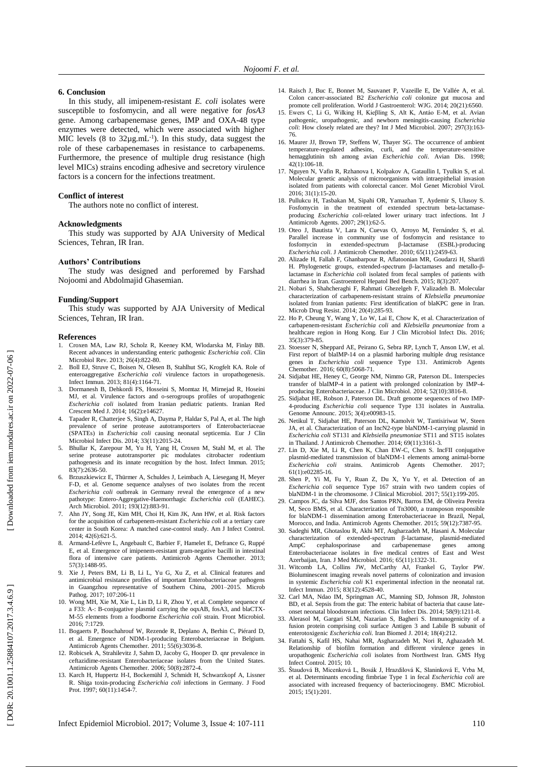## 6. Conclusion

In this study, all imipenem-resistant *E. coli* isolates were susceptible to fosfomycin, and all were negative for *fosA3* gene. Among carbapenemase genes, IMP and OXA-48 type enzymes were detected, which were associated with higher MIC levels (8 to 32µg.mL$^{-1}$). In this study, data suggest the role of these carbapenemases in resistance to carbapenems. Furthermore, the presence of multiple drug resistance (high level MICs) strains encoding adhesive and secretory virulence factors is a concern for the infections treatment.

### Conflict of interest

The authors note no conflict of interest.

### Acknowledgments

This study was supported by AJA University of Medical Sciences, Tehran, IR Iran.

### Authors' Contributions

The study was designed and perforemed by Farshad Nojoomi and Abdolmajid Ghasemian.

### Funding/Support

This study was supported by AJA University of Medical Sciences, Tehran, IR Iran.

### References

1. Croxen MA, Law RJ, Scholz R, Keeney KM, Wlodarska M, Finlay BB. Recent advances in understanding enteric pathogenic *Escherichia coli*. Clin Microbiol Rev. 2013; 26(4):822-80.
2. Boll EJ, Struve C, Boisen N, Olesen B, Stahlhut SG, Krogfelt KA. Role of enteroaggregative *Escherichia coli* virulence factors in uropathogenesis. Infect Immun. 2013; 81(4):1164-71.
3. Dormanesh B, Dehkordi FS, Hosseini S, Momtaz H, Mirnejad R, Hoseini MJ, et al. Virulence factors and o-serogroups profiles of uropathogenic *Escherichia coli* isolated from Iranian pediatric patients. Iranian Red Crescent Med J. 2014; 16(2):e14627.
4. Tapader R, Chatterjee S, Singh A, Dayma P, Haldar S, Pal A, et al. The high prevalence of serine protease autotransporters of Enterobacteriaceae (SPATEs) in *Escherichia coli* causing neonatal septicemia. Eur J Clin Microbiol Infect Dis. 2014; 33(11):2015-24.
5. Bhullar K, Zarepour M, Yu H, Yang H, Croxen M, Stahl M, et al. The serine protease autotransporter pic modulates citrobacter rodentium pathogenesis and its innate recognition by the host. Infect Immun. 2015; 83(7):2636-50.
6. Brzuszkiewicz E, Thürmer A, Schuldes J, Leimbach A, Liesegang H, Meyer F-D, et al. Genome sequence analyses of two isolates from the recent *Escherichia coli* outbreak in Germany reveal the emergence of a new pathotype: Entero-Aggregative-Haemorrhagic *Escherichia coli* (EAHEC). Arch Microbiol. 2011; 193(12):883-91.
7. Ahn JY, Song JE, Kim MH, Choi H, Kim JK, Ann HW, et al. Risk factors for the acquisition of carbapenem-resistant *Escherichia coli* at a tertiary care center in South Korea: A matched case-control study. Am J Infect Control. 2014; 42(6):621-5.
8. Armand-Lefèvre L, Angebault C, Barbier F, Hamelet E, Defrance G, Ruppé E, et al. Emergence of imipenem-resistant gram-negative bacilli in intestinal flora of intensive care patients. Antimicrob Agents Chemother. 2013; 57(3):1488-95.
9. Xie J, Peters BM, Li B, Li L, Yu G, Xu Z, et al. Clinical features and antimicrobial resistance profiles of important Enterobacteriaceae pathogens in Guangzhou representative of Southern China, 2001–2015. Microb Pathog. 2017; 107:206-11
10. Wong MH, Xie M, Xie L, Lin D, Li R, Zhou Y, et al. Complete sequence of a F33: A-: B-conjugative plasmid carrying the oqxAB, fosA3, and blaCTX-M-55 elements from a foodborne *Escherichia coli* strain. Front Microbiol. 2016; 7:1729.
11. Bogaerts P, Bouchahrouf W, Rezende R, Deplano A, Berhin C, Piérard D, et al. Emergence of NDM-1-producing Enterobacteriaceae in Belgium. Antimicrob Agents Chemother. 2011; 55(6):3036-8.
12. Robicsek A, Strahilevitz J, Sahm D, Jacoby G, Hooper D. qnr prevalence in ceftazidime-resistant Enterobacteriaceae isolates from the United States. Antimicrob Agents Chemother. 2006; 50(8):2872-4.
13. Karch H, Huppertz H-I, Bockemühl J, Schmidt H, Schwarzkopf A, Lissner R. Shiga toxin-producing *Escherichia coli* infections in Germany. J Food Prot. 1997; 60(11):1454-7.
14. Raisch J, Buc E, Bonnet M, Sauvanet P, Vazeille E, De Vallée A, et al. Colon cancer-associated B2 *Escherichia coli* colonize gut mucosa and promote cell proliferation. World J Gastroenterol: WJG. 2014; 20(21):6560.
15. Ewers C, Li G, Wilking H, Kieβling S, Alt K, Antáo E-M, et al. Avian pathogenic, uropathogenic, and newborn meningitis-causing *Escherichia coli*: How closely related are they? Int J Med Microbiol. 2007; 297(3):163-76.
16. Maurer JJ, Brown TP, Steffens W, Thayer SG. The occurrence of ambient temperature-regulated adhesins, curli, and the temperature-sensitive hemagglutinin tsh among avian *Escherichia coli*. Avian Dis. 1998; 42(1):106-18.
17. Nguyen N, Vafin R, Rzhanova I, Kolpakov A, Gataullin I, Tyulkin S, et al. Molecular genetic analysis of microorganisms with intraepithelial invasion isolated from patients with colorectal cancer. Mol Genet Microbiol Virol. 2016; 31(1):15-20.
18. Pullukcu H, Tasbakan M, Sipahi OR, Yamazhan T, Aydemir S, Ulusoy S. Fosfomycin in the treatment of extended spectrum beta-lactamase-producing *Escherichia coli*-related lower urinary tract infections. Int J Antimicrob Agents. 2007; 29(1):62-5.
19. Oteo J, Bautista V, Lara N, Cuevas O, Arroyo M, Fernández S, et al. Parallel increase in community use of fosfomycin and resistance to fosfomycin in extended-spectrum β-lactamase (ESBL)-producing *Escherichia coli*. J Antimicrob Chemother. 2010; 65(11):2459-63.
20. Alizade H, Fallah F, Ghanbarpour R, Aflatoonian MR, Goudarzi H, Sharifi H. Phylogenetic groups, extended-spectrum β-lactamases and metallo-β-lactamase in *Escherichia coli* isolated from fecal samples of patients with diarrhea in Iran. Gastroenterol Hepatol Bed Bench. 2015; 8(3):207.
21. Nobari S, Shahcheraghi F, Rahmati Ghezelgeh F, Valizadeh B. Molecular characterization of carbapenem-resistant strains of *Klebsiella pneumoniae* isolated from Iranian patients: First identification of blaKPC gene in Iran. Microb Drug Resist. 2014; 20(4):285-93.
22. Ho P, Cheung Y, Wang Y, Lo W, Lai E, Chow K, et al. Characterization of carbapenem-resistant *Escherichia coli* and *Klebsiella pneumoniae* from a healthcare region in Hong Kong. Eur J Clin Microbiol Infect Dis. 2016; 35(3):379-85.
23. Stoesser N, Sheppard AE, Peirano G, Sebra RP, Lynch T, Anson LW, et al. First report of blaIMP-14 on a plasmid harboring multiple drug resistance genes in *Escherichia coli* sequence Type 131. Antimicrob Agents Chemother. 2016; 60(8):5068-71.
24. Sidjabat HE, Heney C, George NM, Nimmo GR, Paterson DL. Interspecies transfer of blaIMP-4 in a patient with prolonged colonization by IMP-4-producing Enterobacteriaceae. J Clin Microbiol. 2014; 52(10):3816-8.
25. Sidjabat HE, Robson J, Paterson DL. Draft genome sequences of two IMP-4-producing *Escherichia coli* sequence Type 131 isolates in Australia. Genome Announc. 2015; 3(4):e00983-15.
26. Netikul T, Sidjabat HE, Paterson DL, Kamolvit W, Tantisiriwat W, Steen JA, et al. Characterization of an IncN2-type blaNDM-1-carrying plasmid in *Escherichia coli* ST131 and *Klebsiella pneumoniae* ST11 and ST15 isolates in Thailand. J Antimicrob Chemother. 2014; 69(11):3161-3.
27. Lin D, Xie M, Li R, Chen K, Chan EW-C, Chen S. IncFII conjugative plasmid-mediated transmission of blaNDM-1 elements among animal-borne *Escherichia coli* strains. Antimicrob Agents Chemother. 2017; 61(1):e02285-16.
28. Shen P, Yi M, Fu Y, Ruan Z, Du X, Yu Y, et al. Detection of an *Escherichia coli* sequence Type 167 strain with two tandem copies of blaNDM-1 in the chromosome. J Clinical Microbiol. 2017; 55(1):199-205.
29. Campos JC, da Silva MJF, dos Santos PRN, Barros EM, de Oliveira Pereira M, Seco BMS, et al. Characterization of Tn3000, a transposon responsible for blaNDM-1 dissemination among Enterobacteriaceae in Brazil, Nepal, Morocco, and India. Antimicrob Agents Chemother. 2015; 59(12):7387-95.
30. Sadeghi MR, Ghotaslou R, Akhi MT, Asgharzadeh M, Hasani A. Molecular characterization of extended-spectrum β-lactamase, plasmid-mediated AmpC cephalosporinase and carbapenemase genes among Enterobacteriaceae isolates in five medical centres of East and West Azerbaijan, Iran. J Med Microbiol. 2016; 65(11):1322-31.
31. Witcomb LA, Collins JW, McCarthy AJ, Frankel G, Taylor PW. Bioluminescent imaging reveals novel patterns of colonization and invasion in systemic *Escherichia coli* K1 experimental infection in the neonatal rat. Infect Immun. 2015; 83(12):4528-40.
32. Carl MA, Ndao IM, Springman AC, Manning SD, Johnson JR, Johnston BD, et al. Sepsis from the gut: The enteric habitat of bacteria that cause late-onset neonatal bloodstream infections. Clin Infect Dis. 2014; 58(9):1211-8.
33. Alerasol M, Gargari SLM, Nazarian S, Bagheri S. Immunogenicity of a fusion protein comprising coli surface Antigen 3 and Labile B subunit of enterotoxigenic *Escherichia coli*. Iran Biomed J. 2014; 18(4):212.
34. Fattahi S, Kafil HS, Nahai MR, Asgharzadeh M, Nori R, Aghazadeh M. Relationship of biofilm formation and different virulence genes in uropathogenic *Escherichia coli* isolates from Northwest Iran. GMS Hyg Infect Control. 2015; 10.
35. Štaudová B, Micenková L, Bosák J, Hrazdilová K, Slaninková E, Vrba M, et al. Determinants encoding fimbriae Type 1 in fecal *Escherichia coli* are associated with increased frequency of bacteriocinogeny. BMC Microbiol. 2015; 15(1):201.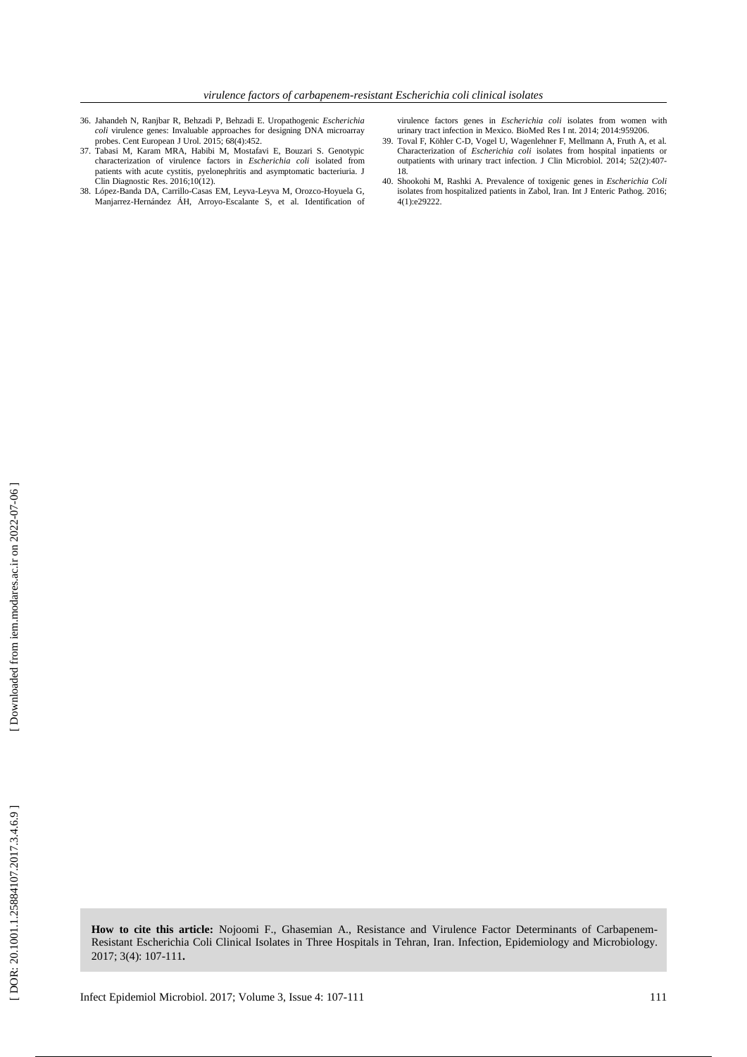36. Jahandeh N, Ranjbar R, Behzadi P, Behzadi E. Uropathogenic *Escherichia coli* virulence genes: Invaluable approaches for designing DNA microarray probes. Cent European J Urol. 2015; 68(4):452.
37. Tabasi M, Karam MRA, Habibi M, Mostafavi E, Bouzari S. Genotypic characterization of virulence factors in *Escherichia coli* isolated from patients with acute cystitis, pyelonephritis and asymptomatic bacteriuria. J Clin Diagnostic Res. 2016;10(12).
38. López-Banda DA, Carrillo-Casas EM, Leyva-Leyva M, Orozco-Hoyuela G, Manjarrez-Hernández ÁH, Arroyo-Escalante S, et al. Identification of virulence factors genes in *Escherichia coli* isolates from women with urinary tract infection in Mexico. BioMed Res I nt. 2014; 2014:959206.
39. Toval F, Köhler C-D, Vogel U, Wagenlehner F, Mellmann A, Fruth A, et al. Characterization of *Escherichia coli* isolates from hospital inpatients or outpatients with urinary tract infection. J Clin Microbiol. 2014; 52(2):407-18.
40. Shookohi M, Rashki A. Prevalence of toxigenic genes in *Escherichia Coli* isolates from hospitalized patients in Zabol, Iran. Int J Enteric Pathog. 2016; 4(1):e29222.

**How to cite this article:** Nojoomi F., Ghasemian A., Resistance and Virulence Factor Determinants of Carbapenem-Resistant Escherichia Coli Clinical Isolates in Three Hospitals in Tehran, Iran. Infection, Epidemiology and Microbiology. 2017; 3(4): 107-111**.**